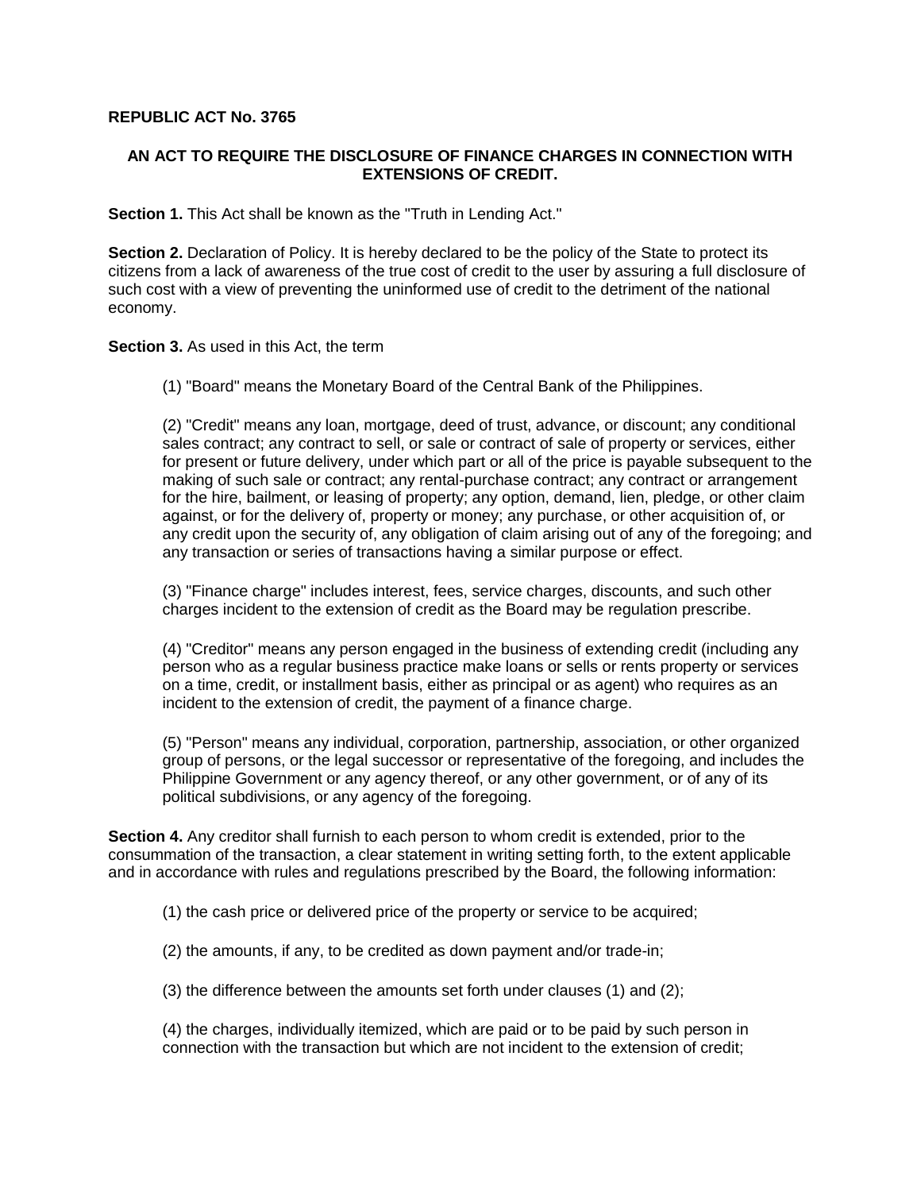**REPUBLIC ACT No. 3765**

**AN ACT TO REQUIRE THE DISCLOSURE OF FINANCE CHARGES IN CONNECTION WITH EXTENSIONS OF CREDIT.**

**Section 1.** This Act shall be known as the "Truth in Lending Act."

**Section 2.** Declaration of Policy. It is hereby declared to be the policy of the State to protect its citizens from a lack of awareness of the true cost of credit to the user by assuring a full disclosure of such cost with a view of preventing the uninformed use of credit to the detriment of the national economy.

**Section 3.** As used in this Act, the term

(1) "Board" means the Monetary Board of the Central Bank of the Philippines.

(2) "Credit" means any loan, mortgage, deed of trust, advance, or discount; any conditional sales contract; any contract to sell, or sale or contract of sale of property or services, either for present or future delivery, under which part or all of the price is payable subsequent to the making of such sale or contract; any rental-purchase contract; any contract or arrangement for the hire, bailment, or leasing of property; any option, demand, lien, pledge, or other claim against, or for the delivery of, property or money; any purchase, or other acquisition of, or any credit upon the security of, any obligation of claim arising out of any of the foregoing; and any transaction or series of transactions having a similar purpose or effect.

(3) "Finance charge" includes interest, fees, service charges, discounts, and such other charges incident to the extension of credit as the Board may be regulation prescribe.

(4) "Creditor" means any person engaged in the business of extending credit (including any person who as a regular business practice make loans or sells or rents property or services on a time, credit, or installment basis, either as principal or as agent) who requires as an incident to the extension of credit, the payment of a finance charge.

(5) "Person" means any individual, corporation, partnership, association, or other organized group of persons, or the legal successor or representative of the foregoing, and includes the Philippine Government or any agency thereof, or any other government, or of any of its political subdivisions, or any agency of the foregoing.

**Section 4.** Any creditor shall furnish to each person to whom credit is extended, prior to the consummation of the transaction, a clear statement in writing setting forth, to the extent applicable and in accordance with rules and regulations prescribed by the Board, the following information:

(1) the cash price or delivered price of the property or service to be acquired;

(2) the amounts, if any, to be credited as down payment and/or trade-in;

(3) the difference between the amounts set forth under clauses (1) and (2);

(4) the charges, individually itemized, which are paid or to be paid by such person in connection with the transaction but which are not incident to the extension of credit;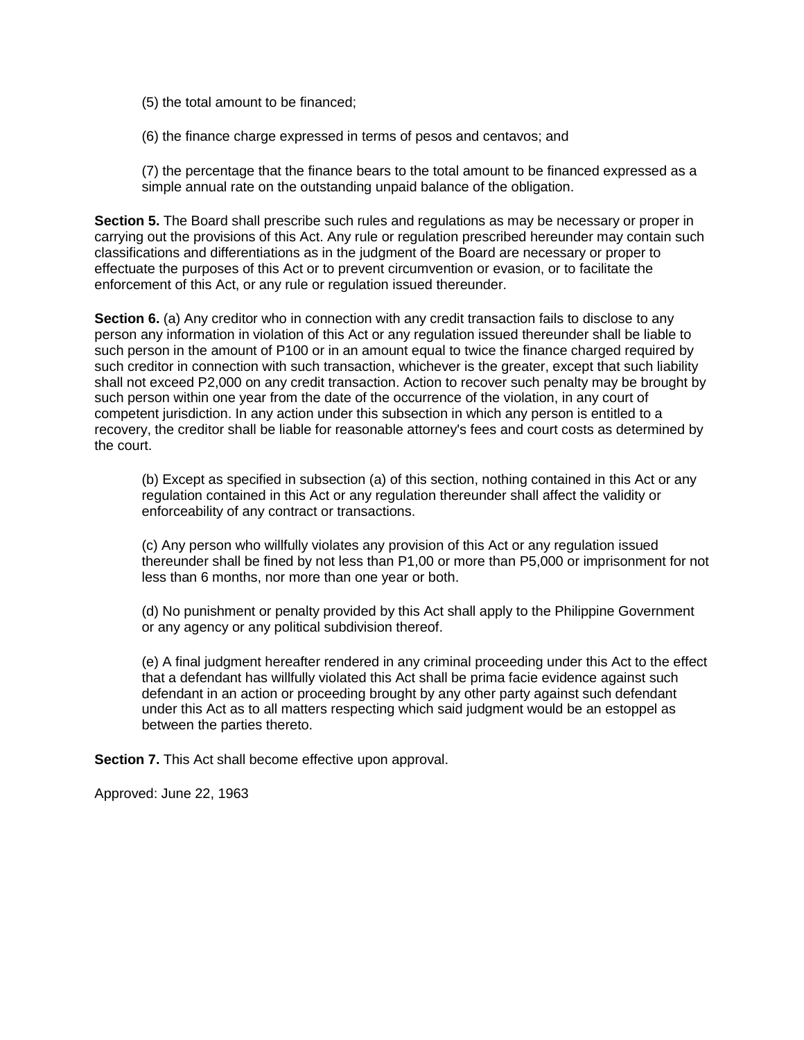(5) the total amount to be financed;

(6) the finance charge expressed in terms of pesos and centavos; and

(7) the percentage that the finance bears to the total amount to be financed expressed as a simple annual rate on the outstanding unpaid balance of the obligation.

**Section 5.** The Board shall prescribe such rules and regulations as may be necessary or proper in carrying out the provisions of this Act. Any rule or regulation prescribed hereunder may contain such classifications and differentiations as in the judgment of the Board are necessary or proper to effectuate the purposes of this Act or to prevent circumvention or evasion, or to facilitate the enforcement of this Act, or any rule or regulation issued thereunder.

**Section 6.** (a) Any creditor who in connection with any credit transaction fails to disclose to any person any information in violation of this Act or any regulation issued thereunder shall be liable to such person in the amount of P100 or in an amount equal to twice the finance charged required by such creditor in connection with such transaction, whichever is the greater, except that such liability shall not exceed P2,000 on any credit transaction. Action to recover such penalty may be brought by such person within one year from the date of the occurrence of the violation, in any court of competent jurisdiction. In any action under this subsection in which any person is entitled to a recovery, the creditor shall be liable for reasonable attorney's fees and court costs as determined by the court.

(b) Except as specified in subsection (a) of this section, nothing contained in this Act or any regulation contained in this Act or any regulation thereunder shall affect the validity or enforceability of any contract or transactions.

(c) Any person who willfully violates any provision of this Act or any regulation issued thereunder shall be fined by not less than P1,00 or more than P5,000 or imprisonment for not less than 6 months, nor more than one year or both.

(d) No punishment or penalty provided by this Act shall apply to the Philippine Government or any agency or any political subdivision thereof.

(e) A final judgment hereafter rendered in any criminal proceeding under this Act to the effect that a defendant has willfully violated this Act shall be prima facie evidence against such defendant in an action or proceeding brought by any other party against such defendant under this Act as to all matters respecting which said judgment would be an estoppel as between the parties thereto.

**Section 7.** This Act shall become effective upon approval.

Approved: June 22, 1963